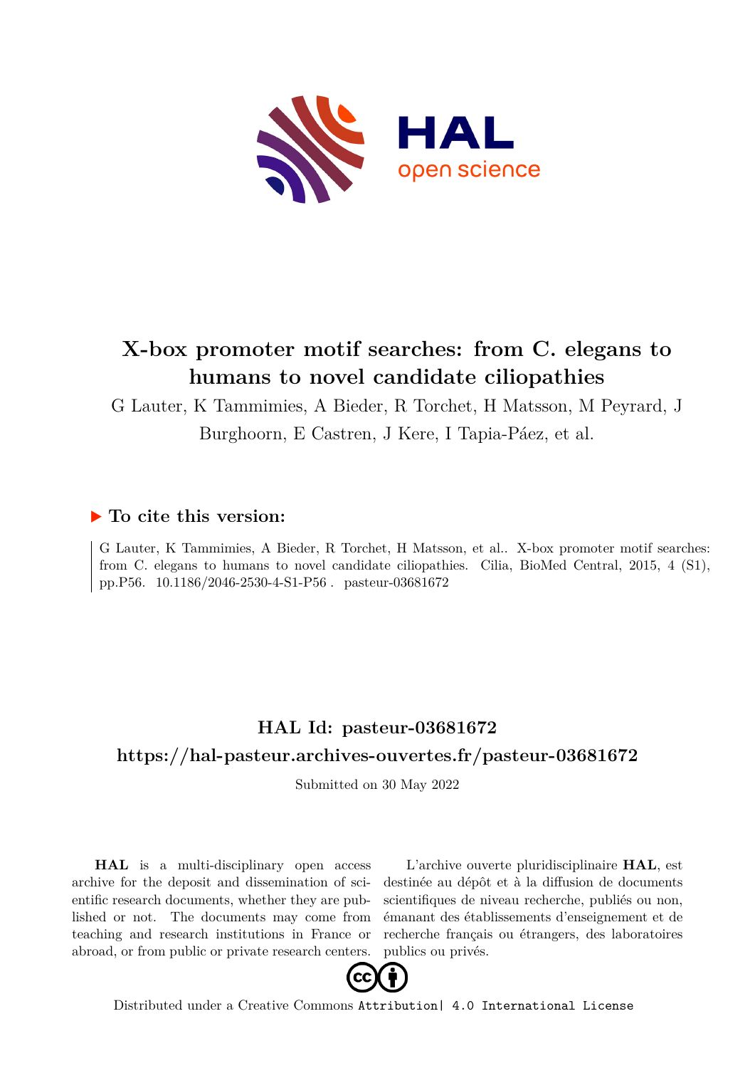# X-box promoter motif searches: from C. elegans to humans to novel candidate ciliopathies

G Lauter, K Tammimies, A Bieder, R Torchet, H Matsson, M Peyrard, J Burghoorn, E Castren, J Kere, I Tapia-Páez, et al.

## ▶ To cite this version:

G Lauter, K Tammimies, A Bieder, R Torchet, H Matsson, et al.. X-box promoter motif searches: from C. elegans to humans to novel candidate ciliopathies. Cilia, BioMed Central, 2015, 4 (S1), pp.P56. 10.1186/2046-2530-4-S1-P56 . pasteur-03681672

## HAL Id: pasteur-03681672

## https://hal-pasteur.archives-ouvertes.fr/pasteur-03681672

Submitted on 30 May 2022

**HAL** is a multi-disciplinary open access archive for the deposit and dissemination of scientific research documents, whether they are published or not. The documents may come from teaching and research institutions in France or abroad, or from public or private research centers.

L'archive ouverte pluridisciplinaire **HAL**, est destinée au dépôt et à la diffusion de documents scientifiques de niveau recherche, publiés ou non, émanant des établissements d'enseignement et de recherche français ou étrangers, des laboratoires publics ou privés.

Distributed under a Creative Commons Attribution| 4.0 International License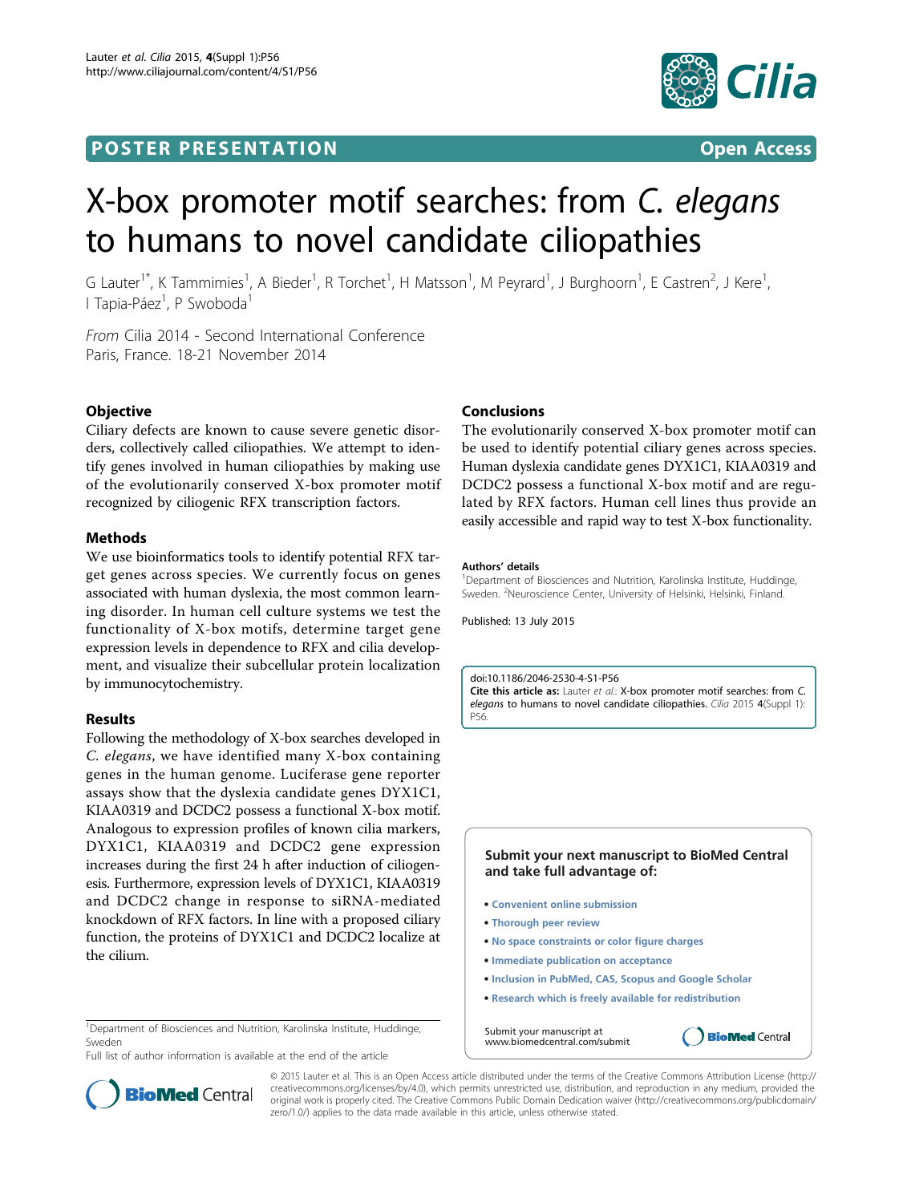## POSTER PRESENTATION

**Open Access**

# X-box promoter motif searches: from *C. elegans* to humans to novel candidate ciliopathies

G Lauter[1*], K Tammimies[1], A Bieder[1], R Torchet[1], H Matsson[1], M Peyrard[1], J Burghoorn[1], E Castren[2], J Kere[1], I Tapia-Páez[1], P Swoboda[1]

*From* Cilia 2014 - Second International Conference
Paris, France. 18-21 November 2014

### Objective

Ciliary defects are known to cause severe genetic disorders, collectively called ciliopathies. We attempt to identify genes involved in human ciliopathies by making use of the evolutionarily conserved X-box promoter motif recognized by ciliogenic RFX transcription factors.

### Methods

We use bioinformatics tools to identify potential RFX target genes across species. We currently focus on genes associated with human dyslexia, the most common learning disorder. In human cell culture systems we test the functionality of X-box motifs, determine target gene expression levels in dependence to RFX and cilia development, and visualize their subcellular protein localization by immunocytochemistry.

### Results

Following the methodology of X-box searches developed in *C. elegans*, we have identified many X-box containing genes in the human genome. Luciferase gene reporter assays show that the dyslexia candidate genes DYX1C1, KIAA0319 and DCDC2 possess a functional X-box motif. Analogous to expression profiles of known cilia markers, DYX1C1, KIAA0319 and DCDC2 gene expression increases during the first 24 h after induction of ciliogenesis. Furthermore, expression levels of DYX1C1, KIAA0319 and DCDC2 change in response to siRNA-mediated knockdown of RFX factors. In line with a proposed ciliary function, the proteins of DYX1C1 and DCDC2 localize at the cilium.

### Conclusions

The evolutionarily conserved X-box promoter motif can be used to identify potential ciliary genes across species. Human dyslexia candidate genes DYX1C1, KIAA0319 and DCDC2 possess a functional X-box motif and are regulated by RFX factors. Human cell lines thus provide an easily accessible and rapid way to test X-box functionality.

#### Authors' details

[1]Department of Biosciences and Nutrition, Karolinska Institute, Huddinge, Sweden. [2]Neuroscience Center, University of Helsinki, Helsinki, Finland.

Published: 13 July 2015

doi:10.1186/2046-2530-4-S1-P56
**Cite this article as:** Lauter *et al.*: X-box promoter motif searches: from *C. elegans* to humans to novel candidate ciliopathies. *Cilia* 2015 4(Suppl 1): P56.

[1]Department of Biosciences and Nutrition, Karolinska Institute, Huddinge, Sweden
Full list of author information is available at the end of the article

**Submit your next manuscript to BioMed Central and take full advantage of:**

- Convenient online submission
- Thorough peer review
- No space constraints or color figure charges
- Immediate publication on acceptance
- Inclusion in PubMed, CAS, Scopus and Google Scholar
- Research which is freely available for redistribution

Submit your manuscript at
www.biomedcentral.com/submit

© 2015 Lauter et al. This is an Open Access article distributed under the terms of the Creative Commons Attribution License (http://creativecommons.org/licenses/by/4.0), which permits unrestricted use, distribution, and reproduction in any medium, provided the original work is properly cited. The Creative Commons Public Domain Dedication waiver (http://creativecommons.org/publicdomain/zero/1.0/) applies to the data made available in this article, unless otherwise stated.